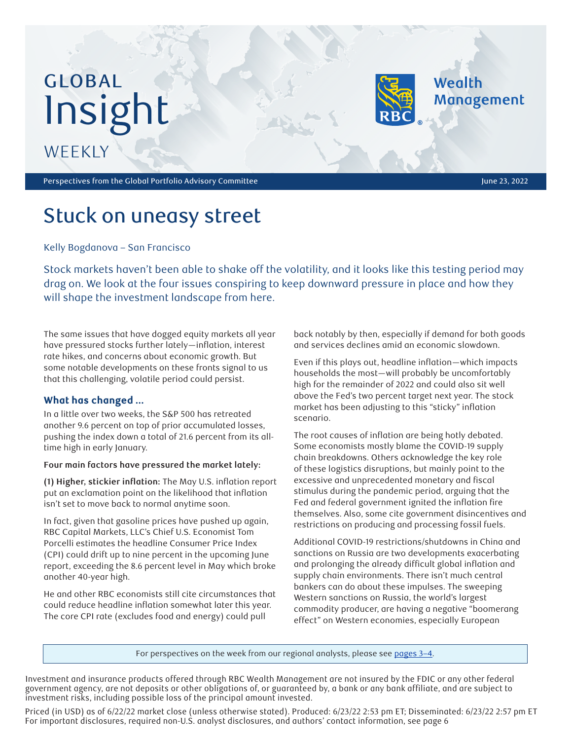# GLOBAL Insight WEEKLY

Perspectives from the Global Portfolio Advisory Committee

June 23, 2022

# Stuck on uneasy street

Kelly Bogdanova – San Francisco

Stock markets haven't been able to shake off the volatility, and it looks like this testing period may drag on. We look at the four issues conspiring to keep downward pressure in place and how they will shape the investment landscape from here.

The same issues that have dogged equity markets all year have pressured stocks further lately—inflation, interest rate hikes, and concerns about economic growth. But some notable developments on these fronts signal to us that this challenging, volatile period could persist.

### What has changed ...

In a little over two weeks, the S&P 500 has retreated another 9.6 percent on top of prior accumulated losses, pushing the index down a total of 21.6 percent from its all-time high in early January.

**Four main factors have pressured the market lately:**

**(1) Higher, stickier inflation:** The May U.S. inflation report put an exclamation point on the likelihood that inflation isn't set to move back to normal anytime soon.

In fact, given that gasoline prices have pushed up again, RBC Capital Markets, LLC's Chief U.S. Economist Tom Porcelli estimates the headline Consumer Price Index (CPI) could drift up to nine percent in the upcoming June report, exceeding the 8.6 percent level in May which broke another 40-year high.

He and other RBC economists still cite circumstances that could reduce headline inflation somewhat later this year. The core CPI rate (excludes food and energy) could pull back notably by then, especially if demand for both goods and services declines amid an economic slowdown.

Even if this plays out, headline inflation—which impacts households the most—will probably be uncomfortably high for the remainder of 2022 and could also sit well above the Fed's two percent target next year. The stock market has been adjusting to this "sticky" inflation scenario.

The root causes of inflation are being hotly debated. Some economists mostly blame the COVID-19 supply chain breakdowns. Others acknowledge the key role of these logistics disruptions, but mainly point to the excessive and unprecedented monetary and fiscal stimulus during the pandemic period, arguing that the Fed and federal government ignited the inflation fire themselves. Also, some cite government disincentives and restrictions on producing and processing fossil fuels.

Additional COVID-19 restrictions/shutdowns in China and sanctions on Russia are two developments exacerbating and prolonging the already difficult global inflation and supply chain environments. There isn't much central bankers can do about these impulses. The sweeping Western sanctions on Russia, the world's largest commodity producer, are having a negative "boomerang effect" on Western economies, especially European

For perspectives on the week from our regional analysts, please see pages 3–4.

Investment and insurance products offered through RBC Wealth Management are not insured by the FDIC or any other federal government agency, are not deposits or other obligations of, or guaranteed by, a bank or any bank affiliate, and are subject to investment risks, including possible loss of the principal amount invested.

Priced (in USD) as of 6/22/22 market close (unless otherwise stated). Produced: 6/23/22 2:53 pm ET; Disseminated: 6/23/22 2:57 pm ET
For important disclosures, required non-U.S. analyst disclosures, and authors' contact information, see page 6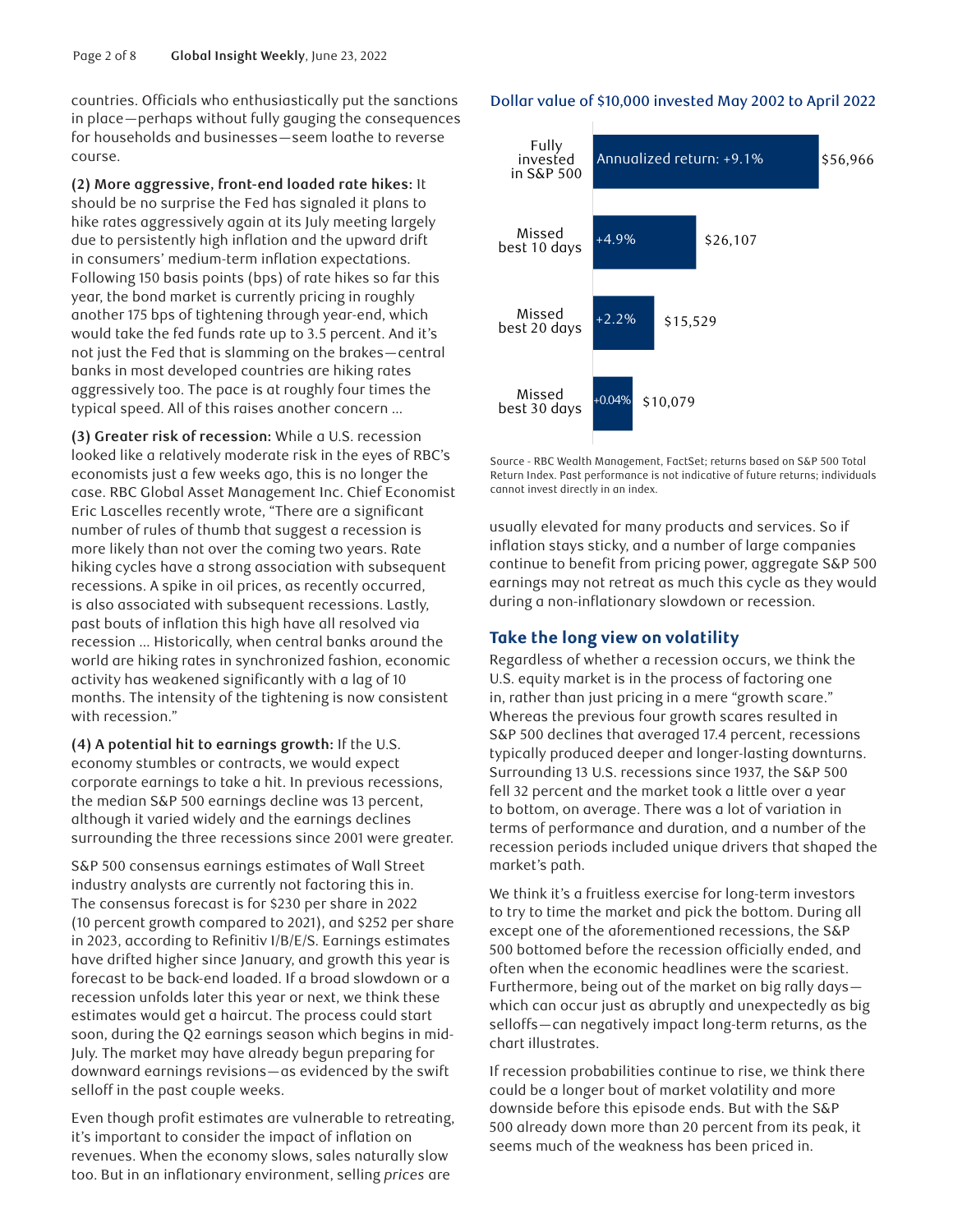countries. Officials who enthusiastically put the sanctions in place—perhaps without fully gauging the consequences for households and businesses—seem loathe to reverse course.

**(2) More aggressive, front-end loaded rate hikes:** It should be no surprise the Fed has signaled it plans to hike rates aggressively again at its July meeting largely due to persistently high inflation and the upward drift in consumers' medium-term inflation expectations. Following 150 basis points (bps) of rate hikes so far this year, the bond market is currently pricing in roughly another 175 bps of tightening through year-end, which would take the fed funds rate up to 3.5 percent. And it's not just the Fed that is slamming on the brakes—central banks in most developed countries are hiking rates aggressively too. The pace is at roughly four times the typical speed. All of this raises another concern …

**(3) Greater risk of recession:** While a U.S. recession looked like a relatively moderate risk in the eyes of RBC's economists just a few weeks ago, this is no longer the case. RBC Global Asset Management Inc. Chief Economist Eric Lascelles recently wrote, "There are a significant number of rules of thumb that suggest a recession is more likely than not over the coming two years. Rate hiking cycles have a strong association with subsequent recessions. A spike in oil prices, as recently occurred, is also associated with subsequent recessions. Lastly, past bouts of inflation this high have all resolved via recession … Historically, when central banks around the world are hiking rates in synchronized fashion, economic activity has weakened significantly with a lag of 10 months. The intensity of the tightening is now consistent with recession."

**(4) A potential hit to earnings growth:** If the U.S. economy stumbles or contracts, we would expect corporate earnings to take a hit. In previous recessions, the median S&P 500 earnings decline was 13 percent, although it varied widely and the earnings declines surrounding the three recessions since 2001 were greater.

S&P 500 consensus earnings estimates of Wall Street industry analysts are currently not factoring this in. The consensus forecast is for $230 per share in 2022 (10 percent growth compared to 2021), and $252 per share in 2023, according to Refinitiv I/B/E/S. Earnings estimates have drifted higher since January, and growth this year is forecast to be back-end loaded. If a broad slowdown or a recession unfolds later this year or next, we think these estimates would get a haircut. The process could start soon, during the Q2 earnings season which begins in mid-July. The market may have already begun preparing for downward earnings revisions—as evidenced by the swift selloff in the past couple weeks.

Even though profit estimates are vulnerable to retreating, it's important to consider the impact of inflation on revenues. When the economy slows, sales naturally slow too. But in an inflationary environment, selling *prices* are usually elevated for many products and services. So if inflation stays sticky, and a number of large companies continue to benefit from pricing power, aggregate S&P 500 earnings may not retreat as much this cycle as they would during a non-inflationary slowdown or recession.

**Dollar value of $10,000 invested May 2002 to April 2022**

| | Annualized return | Dollar value |
|---|---|---|
| Fully invested in S&P 500 | +9.1% | $56,966 |
| Missed best 10 days | +4.9% | $26,107 |
| Missed best 20 days | +2.2% | $15,529 |
| Missed best 30 days | +0.04% | $10,079 |

Source - RBC Wealth Management, FactSet; returns based on S&P 500 Total Return Index. Past performance is not indicative of future returns; individuals cannot invest directly in an index.

## Take the long view on volatility

Regardless of whether a recession occurs, we think the U.S. equity market is in the process of factoring one in, rather than just pricing in a mere "growth scare." Whereas the previous four growth scares resulted in S&P 500 declines that averaged 17.4 percent, recessions typically produced deeper and longer-lasting downturns. Surrounding 13 U.S. recessions since 1937, the S&P 500 fell 32 percent and the market took a little over a year to bottom, on average. There was a lot of variation in terms of performance and duration, and a number of the recession periods included unique drivers that shaped the market's path.

We think it's a fruitless exercise for long-term investors to try to time the market and pick the bottom. During all except one of the aforementioned recessions, the S&P 500 bottomed before the recession officially ended, and often when the economic headlines were the scariest. Furthermore, being out of the market on big rally days—which can occur just as abruptly and unexpectedly as big selloffs—can negatively impact long-term returns, as the chart illustrates.

If recession probabilities continue to rise, we think there could be a longer bout of market volatility and more downside before this episode ends. But with the S&P 500 already down more than 20 percent from its peak, it seems much of the weakness has been priced in.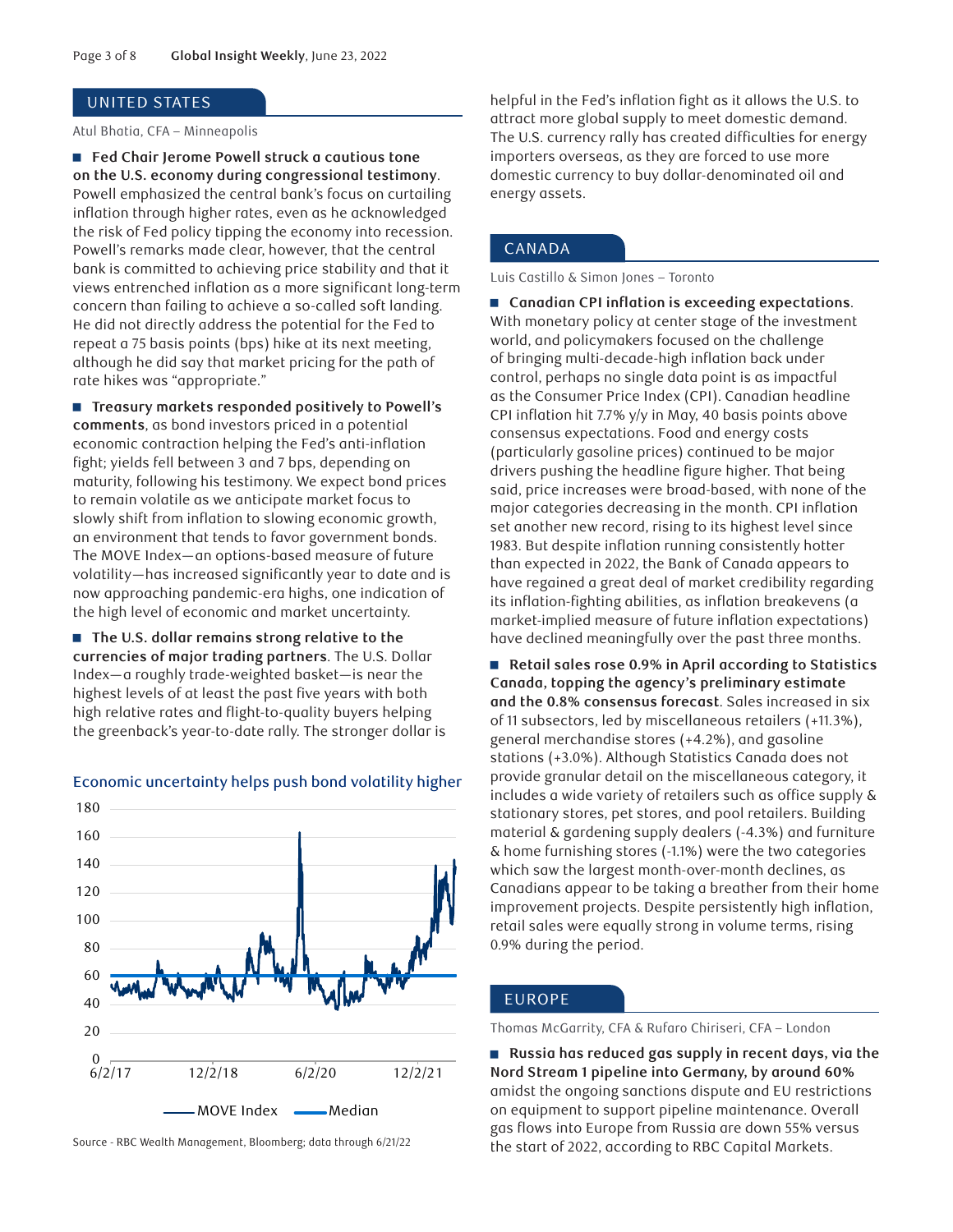## UNITED STATES

Atul Bhatia, CFA – Minneapolis

- **Fed Chair Jerome Powell struck a cautious tone on the U.S. economy during congressional testimony.** Powell emphasized the central bank's focus on curtailing inflation through higher rates, even as he acknowledged the risk of Fed policy tipping the economy into recession. Powell's remarks made clear, however, that the central bank is committed to achieving price stability and that it views entrenched inflation as a more significant long-term concern than failing to achieve a so-called soft landing. He did not directly address the potential for the Fed to repeat a 75 basis points (bps) hike at its next meeting, although he did say that market pricing for the path of rate hikes was "appropriate."

- **Treasury markets responded positively to Powell's comments**, as bond investors priced in a potential economic contraction helping the Fed's anti-inflation fight; yields fell between 3 and 7 bps, depending on maturity, following his testimony. We expect bond prices to remain volatile as we anticipate market focus to slowly shift from inflation to slowing economic growth, an environment that tends to favor government bonds. The MOVE Index—an options-based measure of future volatility—has increased significantly year to date and is now approaching pandemic-era highs, one indication of the high level of economic and market uncertainty.

- **The U.S. dollar remains strong relative to the currencies of major trading partners**. The U.S. Dollar Index—a roughly trade-weighted basket—is near the highest levels of at least the past five years with both high relative rates and flight-to-quality buyers helping the greenback's year-to-date rally. The stronger dollar is helpful in the Fed's inflation fight as it allows the U.S. to attract more global supply to meet domestic demand. The U.S. currency rally has created difficulties for energy importers overseas, as they are forced to use more domestic currency to buy dollar-denominated oil and energy assets.

**Economic uncertainty helps push bond volatility higher**

Legend: MOVE Index; Median

Source - RBC Wealth Management, Bloomberg; data through 6/21/22

## CANADA

Luis Castillo & Simon Jones – Toronto

- **Canadian CPI inflation is exceeding expectations**. With monetary policy at center stage of the investment world, and policymakers focused on the challenge of bringing multi-decade-high inflation back under control, perhaps no single data point is as impactful as the Consumer Price Index (CPI). Canadian headline CPI inflation hit 7.7% y/y in May, 40 basis points above consensus expectations. Food and energy costs (particularly gasoline prices) continued to be major drivers pushing the headline figure higher. That being said, price increases were broad-based, with none of the major categories decreasing in the month. CPI inflation set another new record, rising to its highest level since 1983. But despite inflation running consistently hotter than expected in 2022, the Bank of Canada appears to have regained a great deal of market credibility regarding its inflation-fighting abilities, as inflation breakevens (a market-implied measure of future inflation expectations) have declined meaningfully over the past three months.

- **Retail sales rose 0.9% in April according to Statistics Canada, topping the agency's preliminary estimate and the 0.8% consensus forecast**. Sales increased in six of 11 subsectors, led by miscellaneous retailers (+11.3%), general merchandise stores (+4.2%), and gasoline stations (+3.0%). Although Statistics Canada does not provide granular detail on the miscellaneous category, it includes a wide variety of retailers such as office supply & stationary stores, pet stores, and pool retailers. Building material & gardening supply dealers (-4.3%) and furniture & home furnishing stores (-1.1%) were the two categories which saw the largest month-over-month declines, as Canadians appear to be taking a breather from their home improvement projects. Despite persistently high inflation, retail sales were equally strong in volume terms, rising 0.9% during the period.

## EUROPE

Thomas McGarrity, CFA & Rufaro Chiriseri, CFA – London

- **Russia has reduced gas supply in recent days, via the Nord Stream 1 pipeline into Germany, by around 60%** amidst the ongoing sanctions dispute and EU restrictions on equipment to support pipeline maintenance. Overall gas flows into Europe from Russia are down 55% versus the start of 2022, according to RBC Capital Markets.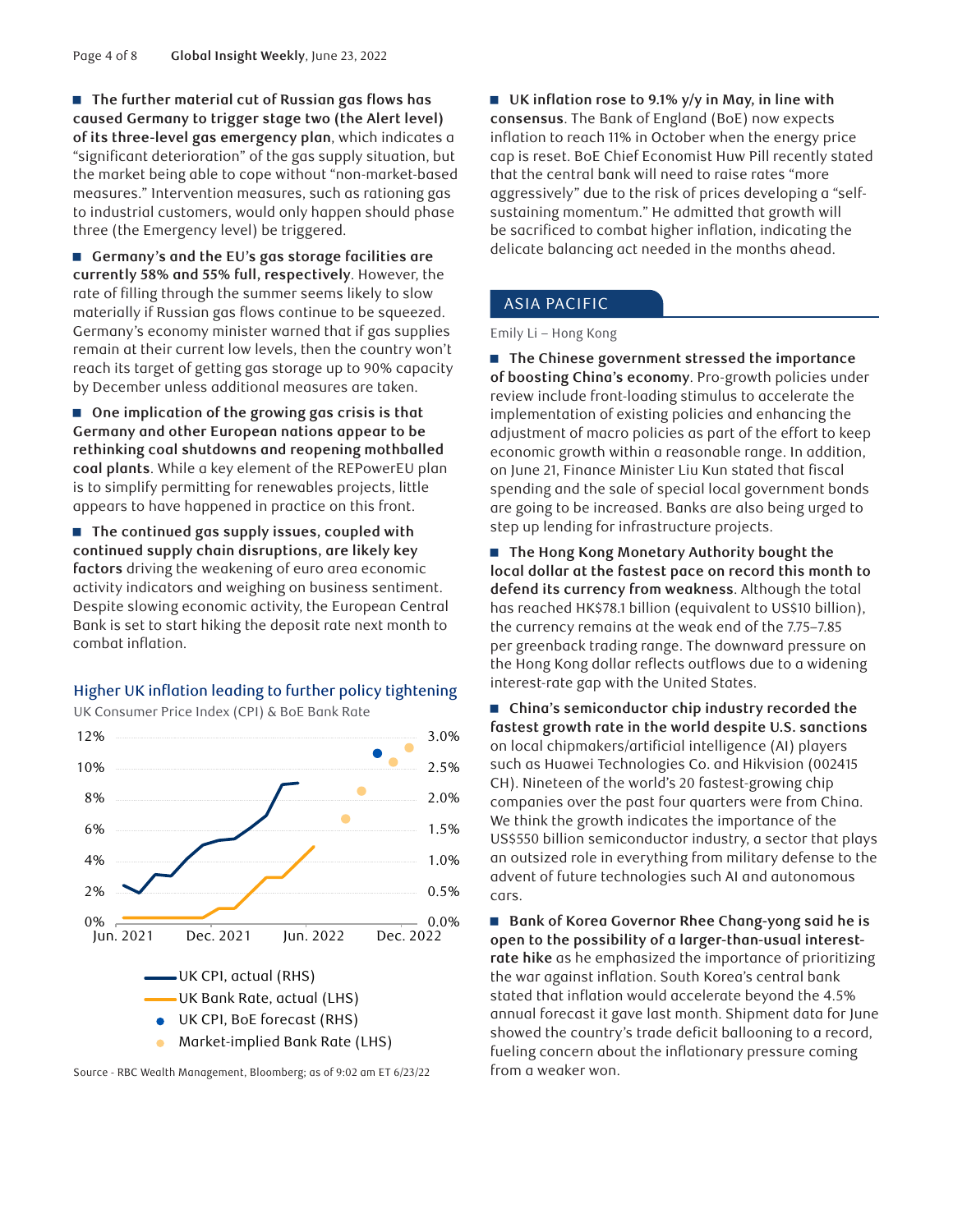- **The further material cut of Russian gas flows has caused Germany to trigger stage two (the Alert level) of its three-level gas emergency plan**, which indicates a "significant deterioration" of the gas supply situation, but the market being able to cope without "non-market-based measures." Intervention measures, such as rationing gas to industrial customers, would only happen should phase three (the Emergency level) be triggered.

- **Germany's and the EU's gas storage facilities are currently 58% and 55% full, respectively**. However, the rate of filling through the summer seems likely to slow materially if Russian gas flows continue to be squeezed. Germany's economy minister warned that if gas supplies remain at their current low levels, then the country won't reach its target of getting gas storage up to 90% capacity by December unless additional measures are taken.

- **One implication of the growing gas crisis is that Germany and other European nations appear to be rethinking coal shutdowns and reopening mothballed coal plants**. While a key element of the REPowerEU plan is to simplify permitting for renewables projects, little appears to have happened in practice on that front.

- **The continued gas supply issues, coupled with continued supply chain disruptions, are likely key factors** driving the weakening of euro area economic activity indicators and weighing on business sentiment. Despite slowing economic activity, the European Central Bank is set to start hiking the deposit rate next month to combat inflation.

**Higher UK inflation leading to further policy tightening**

UK Consumer Price Index (CPI) & BoE Bank Rate

Legend: UK CPI, actual (RHS); UK Bank Rate, actual (LHS); UK CPI, BoE forecast (RHS); Market-implied Bank Rate (LHS)

Source - RBC Wealth Management, Bloomberg; as of 9:02 am ET 6/23/22

- **UK inflation rose to 9.1% y/y in May, in line with consensus**. The Bank of England (BoE) now expects inflation to reach 11% in October when the energy price cap is reset. BoE Chief Economist Huw Pill recently stated that the central bank will need to raise rates "more aggressively" due to the risk of prices developing a "self-sustaining momentum." He admitted that growth will be sacrificed to combat higher inflation, indicating the delicate balancing act needed in the months ahead.

## ASIA PACIFIC

Emily Li – Hong Kong

- **The Chinese government stressed the importance of boosting China's economy**. Pro-growth policies under review include front-loading stimulus to accelerate the implementation of existing policies and enhancing the adjustment of macro policies as part of the effort to keep economic growth within a reasonable range. In addition, on June 21, Finance Minister Liu Kun stated that fiscal spending and the sale of special local government bonds are going to be increased. Banks are also being urged to step up lending for infrastructure projects.

- **The Hong Kong Monetary Authority bought the local dollar at the fastest pace on record this month to defend its currency from weakness**. Although the total has reached HK$78.1 billion (equivalent to US$10 billion), the currency remains at the weak end of the 7.75–7.85 per greenback trading range. The downward pressure on the Hong Kong dollar reflects outflows due to a widening interest-rate gap with the United States.

- **China's semiconductor chip industry recorded the fastest growth rate in the world despite U.S. sanctions** on local chipmakers/artificial intelligence (AI) players such as Huawei Technologies Co. and Hikvision (002415 CH). Nineteen of the world's 20 fastest-growing chip companies over the past four quarters were from China. We think the growth indicates the importance of the US$550 billion semiconductor industry, a sector that plays an outsized role in everything from military defense to the advent of future technologies such AI and autonomous cars.

- **Bank of Korea Governor Rhee Chang-yong said he is open to the possibility of a larger-than-usual interest-rate hike** as he emphasized the importance of prioritizing the war against inflation. South Korea's central bank stated that inflation would accelerate beyond the 4.5% annual forecast it gave last month. Shipment data for June showed the country's trade deficit ballooning to a record, fueling concern about the inflationary pressure coming from a weaker won.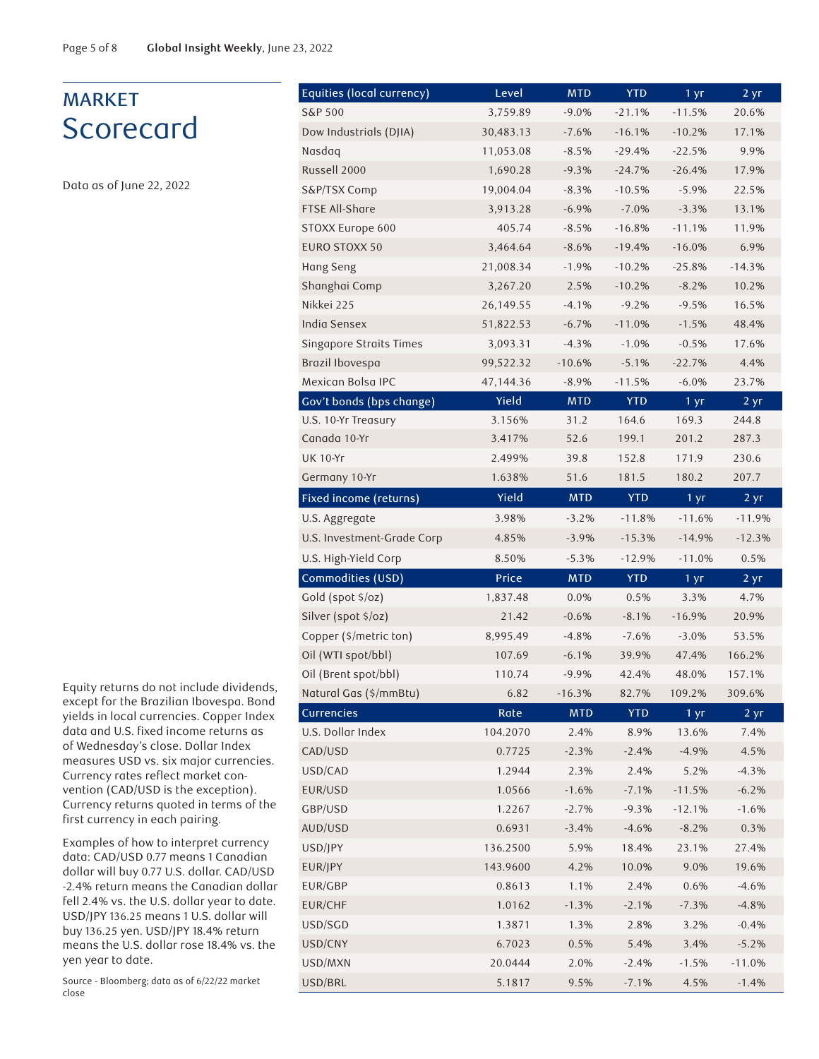# MARKET Scorecard

Data as of June 22, 2022

| Equities (local currency) | Level | MTD | YTD | 1 yr | 2 yr |
|---|---|---|---|---|---|
| S&P 500 | 3,759.89 | -9.0% | -21.1% | -11.5% | 20.6% |
| Dow Industrials (DJIA) | 30,483.13 | -7.6% | -16.1% | -10.2% | 17.1% |
| Nasdaq | 11,053.08 | -8.5% | -29.4% | -22.5% | 9.9% |
| Russell 2000 | 1,690.28 | -9.3% | -24.7% | -26.4% | 17.9% |
| S&P/TSX Comp | 19,004.04 | -8.3% | -10.5% | -5.9% | 22.5% |
| FTSE All-Share | 3,913.28 | -6.9% | -7.0% | -3.3% | 13.1% |
| STOXX Europe 600 | 405.74 | -8.5% | -16.8% | -11.1% | 11.9% |
| EURO STOXX 50 | 3,464.64 | -8.6% | -19.4% | -16.0% | 6.9% |
| Hang Seng | 21,008.34 | -1.9% | -10.2% | -25.8% | -14.3% |
| Shanghai Comp | 3,267.20 | 2.5% | -10.2% | -8.2% | 10.2% |
| Nikkei 225 | 26,149.55 | -4.1% | -9.2% | -9.5% | 16.5% |
| India Sensex | 51,822.53 | -6.7% | -11.0% | -1.5% | 48.4% |
| Singapore Straits Times | 3,093.31 | -4.3% | -1.0% | -0.5% | 17.6% |
| Brazil Ibovespa | 99,522.32 | -10.6% | -5.1% | -22.7% | 4.4% |
| Mexican Bolsa IPC | 47,144.36 | -8.9% | -11.5% | -6.0% | 23.7% |
| **Gov't bonds (bps change)** | **Yield** | **MTD** | **YTD** | **1 yr** | **2 yr** |
| U.S. 10-Yr Treasury | 3.156% | 31.2 | 164.6 | 169.3 | 244.8 |
| Canada 10-Yr | 3.417% | 52.6 | 199.1 | 201.2 | 287.3 |
| UK 10-Yr | 2.499% | 39.8 | 152.8 | 171.9 | 230.6 |
| Germany 10-Yr | 1.638% | 51.6 | 181.5 | 180.2 | 207.7 |
| **Fixed income (returns)** | **Yield** | **MTD** | **YTD** | **1 yr** | **2 yr** |
| U.S. Aggregate | 3.98% | -3.2% | -11.8% | -11.6% | -11.9% |
| U.S. Investment-Grade Corp | 4.85% | -3.9% | -15.3% | -14.9% | -12.3% |
| U.S. High-Yield Corp | 8.50% | -5.3% | -12.9% | -11.0% | 0.5% |
| **Commodities (USD)** | **Price** | **MTD** | **YTD** | **1 yr** | **2 yr** |
| Gold (spot $/oz) | 1,837.48 | 0.0% | 0.5% | 3.3% | 4.7% |
| Silver (spot $/oz) | 21.42 | -0.6% | -8.1% | -16.9% | 20.9% |
| Copper ($/metric ton) | 8,995.49 | -4.8% | -7.6% | -3.0% | 53.5% |
| Oil (WTI spot/bbl) | 107.69 | -6.1% | 39.9% | 47.4% | 166.2% |
| Oil (Brent spot/bbl) | 110.74 | -9.9% | 42.4% | 48.0% | 157.1% |
| Natural Gas ($/mmBtu) | 6.82 | -16.3% | 82.7% | 109.2% | 309.6% |
| **Currencies** | **Rate** | **MTD** | **YTD** | **1 yr** | **2 yr** |
| U.S. Dollar Index | 104.2070 | 2.4% | 8.9% | 13.6% | 7.4% |
| CAD/USD | 0.7725 | -2.3% | -2.4% | -4.9% | 4.5% |
| USD/CAD | 1.2944 | 2.3% | 2.4% | 5.2% | -4.3% |
| EUR/USD | 1.0566 | -1.6% | -7.1% | -11.5% | -6.2% |
| GBP/USD | 1.2267 | -2.7% | -9.3% | -12.1% | -1.6% |
| AUD/USD | 0.6931 | -3.4% | -4.6% | -8.2% | 0.3% |
| USD/JPY | 136.2500 | 5.9% | 18.4% | 23.1% | 27.4% |
| EUR/JPY | 143.9600 | 4.2% | 10.0% | 9.0% | 19.6% |
| EUR/GBP | 0.8613 | 1.1% | 2.4% | 0.6% | -4.6% |
| EUR/CHF | 1.0162 | -1.3% | -2.1% | -7.3% | -4.8% |
| USD/SGD | 1.3871 | 1.3% | 2.8% | 3.2% | -0.4% |
| USD/CNY | 6.7023 | 0.5% | 5.4% | 3.4% | -5.2% |
| USD/MXN | 20.0444 | 2.0% | -2.4% | -1.5% | -11.0% |
| USD/BRL | 5.1817 | 9.5% | -7.1% | 4.5% | -1.4% |

Equity returns do not include dividends, except for the Brazilian Ibovespa. Bond yields in local currencies. Copper Index data and U.S. fixed income returns as of Wednesday's close. Dollar Index measures USD vs. six major currencies. Currency rates reflect market convention (CAD/USD is the exception). Currency returns quoted in terms of the first currency in each pairing.

Examples of how to interpret currency data: CAD/USD 0.77 means 1 Canadian dollar will buy 0.77 U.S. dollar. CAD/USD -2.4% return means the Canadian dollar fell 2.4% vs. the U.S. dollar year to date. USD/JPY 136.25 means 1 U.S. dollar will buy 136.25 yen. USD/JPY 18.4% return means the U.S. dollar rose 18.4% vs. the yen year to date.

Source - Bloomberg; data as of 6/22/22 market close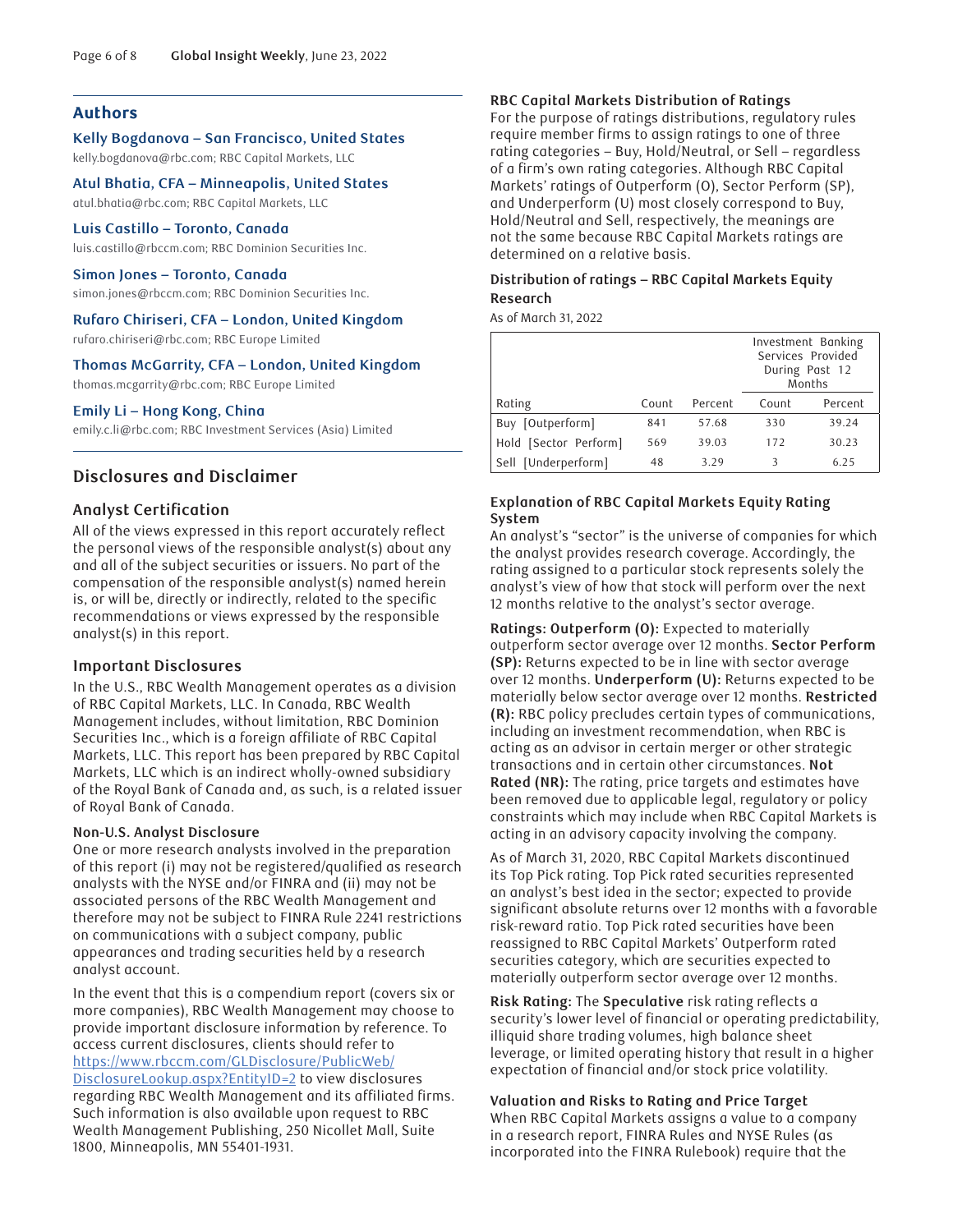## Authors

**Kelly Bogdanova – San Francisco, United States**
kelly.bogdanova@rbc.com; RBC Capital Markets, LLC

**Atul Bhatia, CFA – Minneapolis, United States**
atul.bhatia@rbc.com; RBC Capital Markets, LLC

**Luis Castillo – Toronto, Canada**
luis.castillo@rbccm.com; RBC Dominion Securities Inc.

**Simon Jones – Toronto, Canada**
simon.jones@rbccm.com; RBC Dominion Securities Inc.

**Rufaro Chiriseri, CFA – London, United Kingdom**
rufaro.chiriseri@rbc.com; RBC Europe Limited

**Thomas McGarrity, CFA – London, United Kingdom**
thomas.mcgarrity@rbc.com; RBC Europe Limited

**Emily Li – Hong Kong, China**
emily.c.li@rbc.com; RBC Investment Services (Asia) Limited

## Disclosures and Disclaimer

### Analyst Certification

All of the views expressed in this report accurately reflect the personal views of the responsible analyst(s) about any and all of the subject securities or issuers. No part of the compensation of the responsible analyst(s) named herein is, or will be, directly or indirectly, related to the specific recommendations or views expressed by the responsible analyst(s) in this report.

### Important Disclosures

In the U.S., RBC Wealth Management operates as a division of RBC Capital Markets, LLC. In Canada, RBC Wealth Management includes, without limitation, RBC Dominion Securities Inc., which is a foreign affiliate of RBC Capital Markets, LLC. This report has been prepared by RBC Capital Markets, LLC which is an indirect wholly-owned subsidiary of the Royal Bank of Canada and, as such, is a related issuer of Royal Bank of Canada.

**Non-U.S. Analyst Disclosure**

One or more research analysts involved in the preparation of this report (i) may not be registered/qualified as research analysts with the NYSE and/or FINRA and (ii) may not be associated persons of the RBC Wealth Management and therefore may not be subject to FINRA Rule 2241 restrictions on communications with a subject company, public appearances and trading securities held by a research analyst account.

In the event that this is a compendium report (covers six or more companies), RBC Wealth Management may choose to provide important disclosure information by reference. To access current disclosures, clients should refer to https://www.rbccm.com/GLDisclosure/PublicWeb/DisclosureLookup.aspx?EntityID=2 to view disclosures regarding RBC Wealth Management and its affiliated firms. Such information is also available upon request to RBC Wealth Management Publishing, 250 Nicollet Mall, Suite 1800, Minneapolis, MN 55401-1931.

### RBC Capital Markets Distribution of Ratings

For the purpose of ratings distributions, regulatory rules require member firms to assign ratings to one of three rating categories – Buy, Hold/Neutral, or Sell – regardless of a firm's own rating categories. Although RBC Capital Markets' ratings of Outperform (O), Sector Perform (SP), and Underperform (U) most closely correspond to Buy, Hold/Neutral and Sell, respectively, the meanings are not the same because RBC Capital Markets ratings are determined on a relative basis.

**Distribution of ratings – RBC Capital Markets Equity Research**

As of March 31, 2022

| | | | Investment Banking Services Provided During Past 12 Months | |
|---|---|---|---|---|
| Rating | Count | Percent | Count | Percent |
| Buy [Outperform] | 841 | 57.68 | 330 | 39.24 |
| Hold [Sector Perform] | 569 | 39.03 | 172 | 30.23 |
| Sell [Underperform] | 48 | 3.29 | 3 | 6.25 |

### Explanation of RBC Capital Markets Equity Rating System

An analyst's "sector" is the universe of companies for which the analyst provides research coverage. Accordingly, the rating assigned to a particular stock represents solely the analyst's view of how that stock will perform over the next 12 months relative to the analyst's sector average.

**Ratings: Outperform (O):** Expected to materially outperform sector average over 12 months. **Sector Perform (SP):** Returns expected to be in line with sector average over 12 months. **Underperform (U):** Returns expected to be materially below sector average over 12 months. **Restricted (R):** RBC policy precludes certain types of communications, including an investment recommendation, when RBC is acting as an advisor in certain merger or other strategic transactions and in certain other circumstances. **Not Rated (NR):** The rating, price targets and estimates have been removed due to applicable legal, regulatory or policy constraints which may include when RBC Capital Markets is acting in an advisory capacity involving the company.

As of March 31, 2020, RBC Capital Markets discontinued its Top Pick rating. Top Pick rated securities represented an analyst's best idea in the sector; expected to provide significant absolute returns over 12 months with a favorable risk-reward ratio. Top Pick rated securities have been reassigned to RBC Capital Markets' Outperform rated securities category, which are securities expected to materially outperform sector average over 12 months.

**Risk Rating:** The **Speculative** risk rating reflects a security's lower level of financial or operating predictability, illiquid share trading volumes, high balance sheet leverage, or limited operating history that result in a higher expectation of financial and/or stock price volatility.

### Valuation and Risks to Rating and Price Target

When RBC Capital Markets assigns a value to a company in a research report, FINRA Rules and NYSE Rules (as incorporated into the FINRA Rulebook) require that the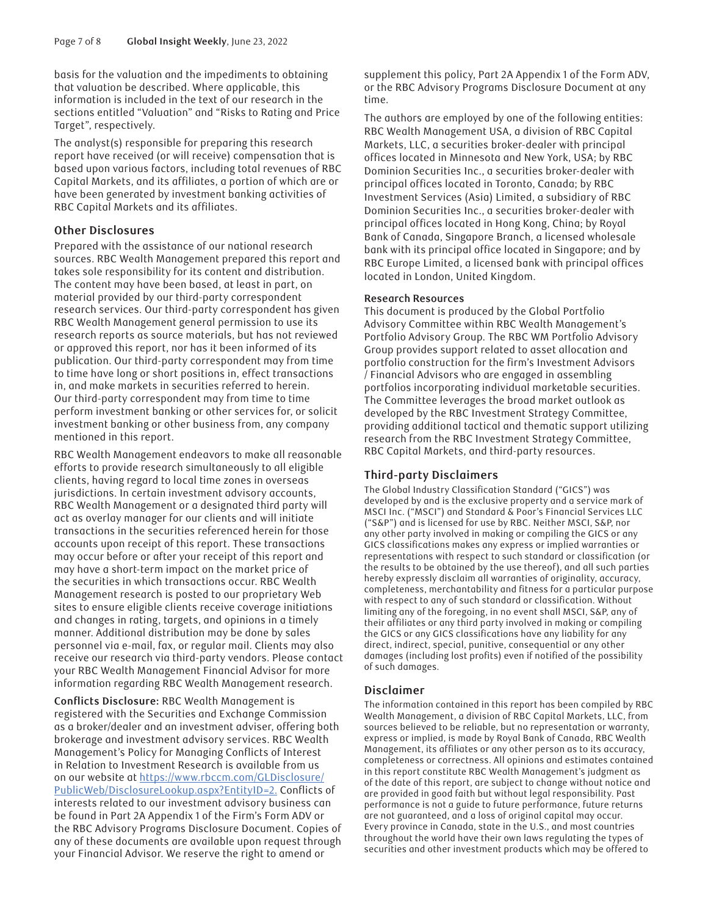basis for the valuation and the impediments to obtaining that valuation be described. Where applicable, this information is included in the text of our research in the sections entitled "Valuation" and "Risks to Rating and Price Target", respectively.

The analyst(s) responsible for preparing this research report have received (or will receive) compensation that is based upon various factors, including total revenues of RBC Capital Markets, and its affiliates, a portion of which are or have been generated by investment banking activities of RBC Capital Markets and its affiliates.

## Other Disclosures

Prepared with the assistance of our national research sources. RBC Wealth Management prepared this report and takes sole responsibility for its content and distribution. The content may have been based, at least in part, on material provided by our third-party correspondent research services. Our third-party correspondent has given RBC Wealth Management general permission to use its research reports as source materials, but has not reviewed or approved this report, nor has it been informed of its publication. Our third-party correspondent may from time to time have long or short positions in, effect transactions in, and make markets in securities referred to herein. Our third-party correspondent may from time to time perform investment banking or other services for, or solicit investment banking or other business from, any company mentioned in this report.

RBC Wealth Management endeavors to make all reasonable efforts to provide research simultaneously to all eligible clients, having regard to local time zones in overseas jurisdictions. In certain investment advisory accounts, RBC Wealth Management or a designated third party will act as overlay manager for our clients and will initiate transactions in the securities referenced herein for those accounts upon receipt of this report. These transactions may occur before or after your receipt of this report and may have a short-term impact on the market price of the securities in which transactions occur. RBC Wealth Management research is posted to our proprietary Web sites to ensure eligible clients receive coverage initiations and changes in rating, targets, and opinions in a timely manner. Additional distribution may be done by sales personnel via e-mail, fax, or regular mail. Clients may also receive our research via third-party vendors. Please contact your RBC Wealth Management Financial Advisor for more information regarding RBC Wealth Management research.

**Conflicts Disclosure:** RBC Wealth Management is registered with the Securities and Exchange Commission as a broker/dealer and an investment adviser, offering both brokerage and investment advisory services. RBC Wealth Management's Policy for Managing Conflicts of Interest in Relation to Investment Research is available from us on our website at https://www.rbccm.com/GLDisclosure/PublicWeb/DisclosureLookup.aspx?EntityID=2. Conflicts of interests related to our investment advisory business can be found in Part 2A Appendix 1 of the Firm's Form ADV or the RBC Advisory Programs Disclosure Document. Copies of any of these documents are available upon request through your Financial Advisor. We reserve the right to amend or supplement this policy, Part 2A Appendix 1 of the Form ADV, or the RBC Advisory Programs Disclosure Document at any time.

The authors are employed by one of the following entities: RBC Wealth Management USA, a division of RBC Capital Markets, LLC, a securities broker-dealer with principal offices located in Minnesota and New York, USA; by RBC Dominion Securities Inc., a securities broker-dealer with principal offices located in Toronto, Canada; by RBC Investment Services (Asia) Limited, a subsidiary of RBC Dominion Securities Inc., a securities broker-dealer with principal offices located in Hong Kong, China; by Royal Bank of Canada, Singapore Branch, a licensed wholesale bank with its principal office located in Singapore; and by RBC Europe Limited, a licensed bank with principal offices located in London, United Kingdom.

### Research Resources

This document is produced by the Global Portfolio Advisory Committee within RBC Wealth Management's Portfolio Advisory Group. The RBC WM Portfolio Advisory Group provides support related to asset allocation and portfolio construction for the firm's Investment Advisors / Financial Advisors who are engaged in assembling portfolios incorporating individual marketable securities. The Committee leverages the broad market outlook as developed by the RBC Investment Strategy Committee, providing additional tactical and thematic support utilizing research from the RBC Investment Strategy Committee, RBC Capital Markets, and third-party resources.

## Third-party Disclaimers

The Global Industry Classification Standard ("GICS") was developed by and is the exclusive property and a service mark of MSCI Inc. ("MSCI") and Standard & Poor's Financial Services LLC ("S&P") and is licensed for use by RBC. Neither MSCI, S&P, nor any other party involved in making or compiling the GICS or any GICS classifications makes any express or implied warranties or representations with respect to such standard or classification (or the results to be obtained by the use thereof), and all such parties hereby expressly disclaim all warranties of originality, accuracy, completeness, merchantability and fitness for a particular purpose with respect to any of such standard or classification. Without limiting any of the foregoing, in no event shall MSCI, S&P, any of their affiliates or any third party involved in making or compiling the GICS or any GICS classifications have any liability for any direct, indirect, special, punitive, consequential or any other damages (including lost profits) even if notified of the possibility of such damages.

## Disclaimer

The information contained in this report has been compiled by RBC Wealth Management, a division of RBC Capital Markets, LLC, from sources believed to be reliable, but no representation or warranty, express or implied, is made by Royal Bank of Canada, RBC Wealth Management, its affiliates or any other person as to its accuracy, completeness or correctness. All opinions and estimates contained in this report constitute RBC Wealth Management's judgment as of the date of this report, are subject to change without notice and are provided in good faith but without legal responsibility. Past performance is not a guide to future performance, future returns are not guaranteed, and a loss of original capital may occur. Every province in Canada, state in the U.S., and most countries throughout the world have their own laws regulating the types of securities and other investment products which may be offered to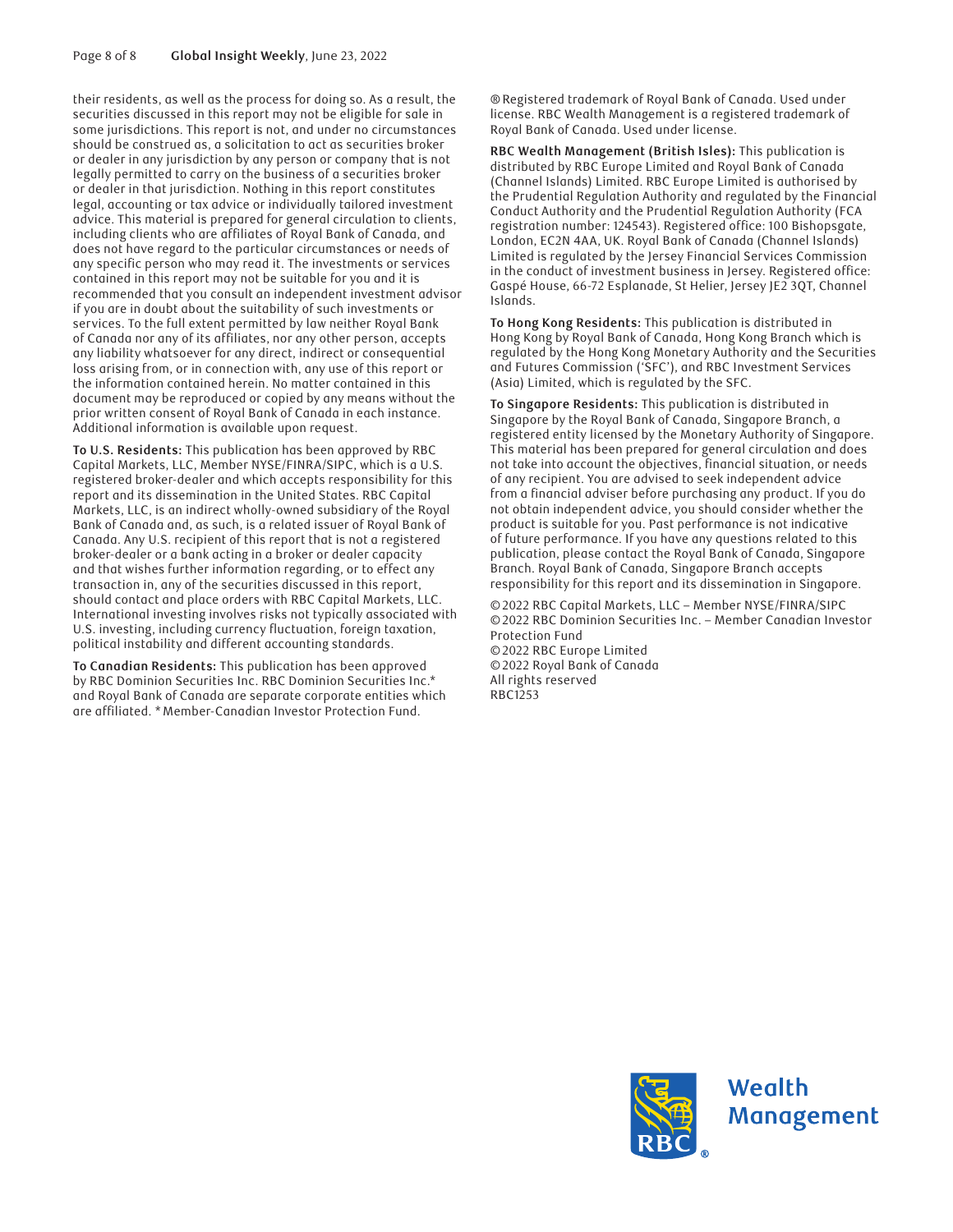their residents, as well as the process for doing so. As a result, the securities discussed in this report may not be eligible for sale in some jurisdictions. This report is not, and under no circumstances should be construed as, a solicitation to act as securities broker or dealer in any jurisdiction by any person or company that is not legally permitted to carry on the business of a securities broker or dealer in that jurisdiction. Nothing in this report constitutes legal, accounting or tax advice or individually tailored investment advice. This material is prepared for general circulation to clients, including clients who are affiliates of Royal Bank of Canada, and does not have regard to the particular circumstances or needs of any specific person who may read it. The investments or services contained in this report may not be suitable for you and it is recommended that you consult an independent investment advisor if you are in doubt about the suitability of such investments or services. To the full extent permitted by law neither Royal Bank of Canada nor any of its affiliates, nor any other person, accepts any liability whatsoever for any direct, indirect or consequential loss arising from, or in connection with, any use of this report or the information contained herein. No matter contained in this document may be reproduced or copied by any means without the prior written consent of Royal Bank of Canada in each instance. Additional information is available upon request.

**To U.S. Residents:** This publication has been approved by RBC Capital Markets, LLC, Member NYSE/FINRA/SIPC, which is a U.S. registered broker-dealer and which accepts responsibility for this report and its dissemination in the United States. RBC Capital Markets, LLC, is an indirect wholly-owned subsidiary of the Royal Bank of Canada and, as such, is a related issuer of Royal Bank of Canada. Any U.S. recipient of this report that is not a registered broker-dealer or a bank acting in a broker or dealer capacity and that wishes further information regarding, or to effect any transaction in, any of the securities discussed in this report, should contact and place orders with RBC Capital Markets, LLC. International investing involves risks not typically associated with U.S. investing, including currency fluctuation, foreign taxation, political instability and different accounting standards.

**To Canadian Residents:** This publication has been approved by RBC Dominion Securities Inc. RBC Dominion Securities Inc.* and Royal Bank of Canada are separate corporate entities which are affiliated. * Member-Canadian Investor Protection Fund.

® Registered trademark of Royal Bank of Canada. Used under license. RBC Wealth Management is a registered trademark of Royal Bank of Canada. Used under license.

**RBC Wealth Management (British Isles):** This publication is distributed by RBC Europe Limited and Royal Bank of Canada (Channel Islands) Limited. RBC Europe Limited is authorised by the Prudential Regulation Authority and regulated by the Financial Conduct Authority and the Prudential Regulation Authority (FCA registration number: 124543). Registered office: 100 Bishopsgate, London, EC2N 4AA, UK. Royal Bank of Canada (Channel Islands) Limited is regulated by the Jersey Financial Services Commission in the conduct of investment business in Jersey. Registered office: Gaspé House, 66-72 Esplanade, St Helier, Jersey JE2 3QT, Channel Islands.

**To Hong Kong Residents:** This publication is distributed in Hong Kong by Royal Bank of Canada, Hong Kong Branch which is regulated by the Hong Kong Monetary Authority and the Securities and Futures Commission ('SFC'), and RBC Investment Services (Asia) Limited, which is regulated by the SFC.

**To Singapore Residents:** This publication is distributed in Singapore by the Royal Bank of Canada, Singapore Branch, a registered entity licensed by the Monetary Authority of Singapore. This material has been prepared for general circulation and does not take into account the objectives, financial situation, or needs of any recipient. You are advised to seek independent advice from a financial adviser before purchasing any product. If you do not obtain independent advice, you should consider whether the product is suitable for you. Past performance is not indicative of future performance. If you have any questions related to this publication, please contact the Royal Bank of Canada, Singapore Branch. Royal Bank of Canada, Singapore Branch accepts responsibility for this report and its dissemination in Singapore.

© 2022 RBC Capital Markets, LLC – Member NYSE/FINRA/SIPC
© 2022 RBC Dominion Securities Inc. – Member Canadian Investor Protection Fund
© 2022 RBC Europe Limited
© 2022 Royal Bank of Canada
All rights reserved
RBC1253

Wealth Management